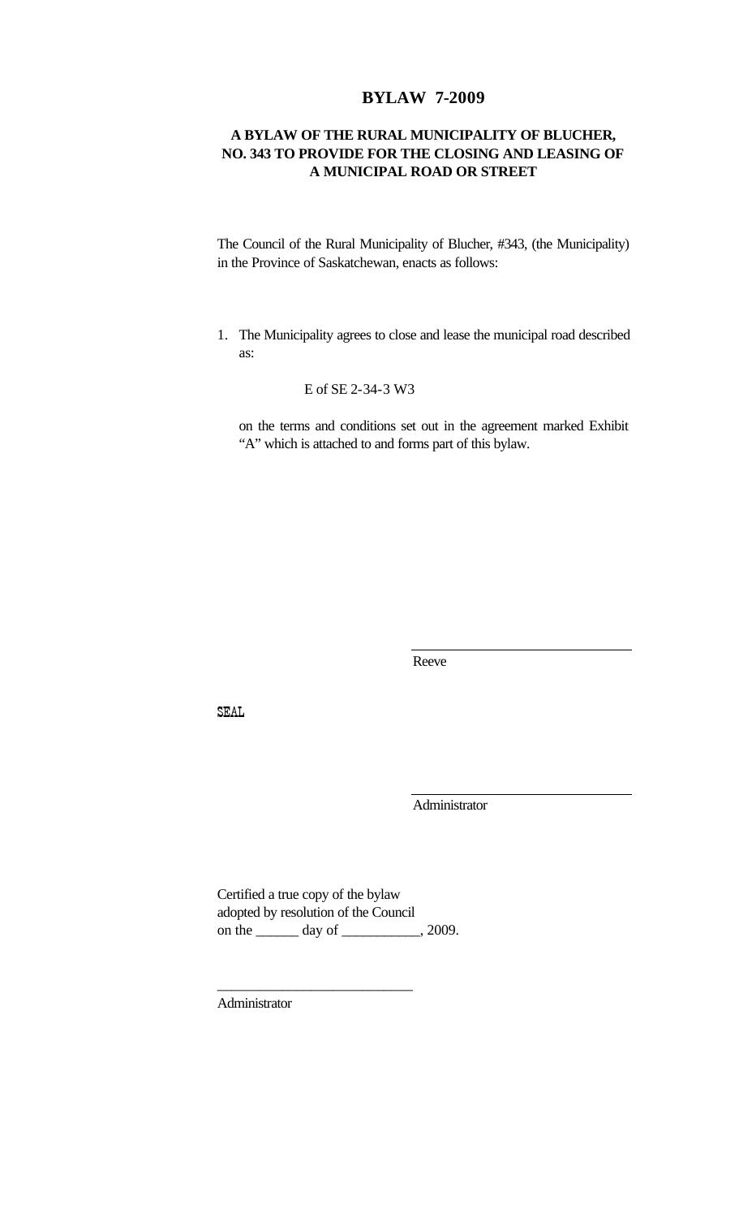# BYLAW 7-2009

## A BYLAW OF THE RURAL MUNICIPALITY OF BLUCHER, NO. 343 TO PROVIDE FOR THE CLOSING AND LEASING OF A MUNICIPAL ROAD OR STREET

The Council of the Rural Municipality of Blucher, #343, (the Municipality) in the Province of Saskatchewan, enacts as follows:

1. The Municipality agrees to close and lease the municipal road described as:

   E of SE 2-34-3 W3

   on the terms and conditions set out in the agreement marked Exhibit "A" which is attached to and forms part of this bylaw.

\_\_\_\_\_\_\_\_\_\_\_\_\_\_\_\_\_\_\_\_\_\_\_\_\_\_\_\_\_\_
Reeve

SEAL

\_\_\_\_\_\_\_\_\_\_\_\_\_\_\_\_\_\_\_\_\_\_\_\_\_\_\_\_\_\_
Administrator

Certified a true copy of the bylaw
adopted by resolution of the Council
on the ______ day of ___________, 2009.

\_\_\_\_\_\_\_\_\_\_\_\_\_\_\_\_\_\_\_\_\_\_\_\_\_\_\_\_\_\_
Administrator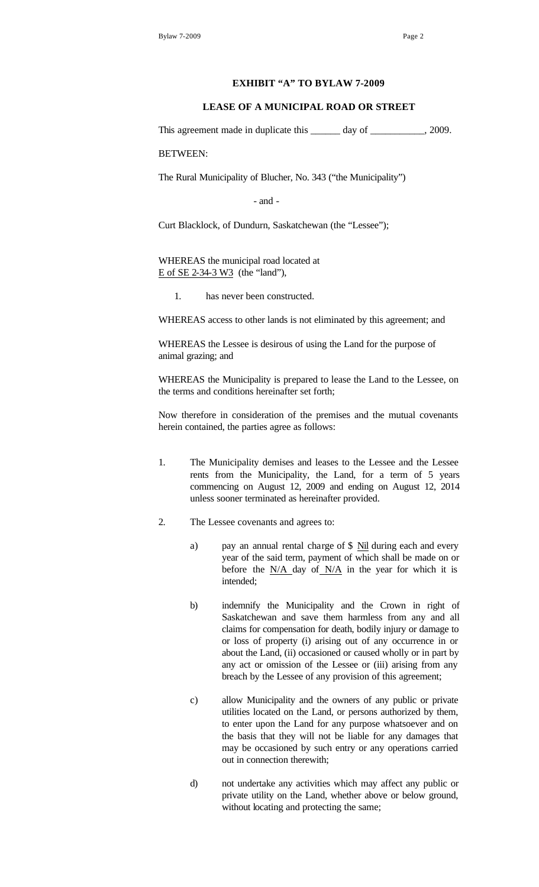**EXHIBIT "A" TO BYLAW 7-2009**

**LEASE OF A MUNICIPAL ROAD OR STREET**

This agreement made in duplicate this ______ day of ___________, 2009.

BETWEEN:

The Rural Municipality of Blucher, No. 343 ("the Municipality")

- and -

Curt Blacklock, of Dundurn, Saskatchewan (the "Lessee");

WHEREAS the municipal road located at
E of SE 2-34-3 W3 (the "land"),

1. has never been constructed.

WHEREAS access to other lands is not eliminated by this agreement; and

WHEREAS the Lessee is desirous of using the Land for the purpose of animal grazing; and

WHEREAS the Municipality is prepared to lease the Land to the Lessee, on the terms and conditions hereinafter set forth;

Now therefore in consideration of the premises and the mutual covenants herein contained, the parties agree as follows:

1. The Municipality demises and leases to the Lessee and the Lessee rents from the Municipality, the Land, for a term of 5 years commencing on August 12, 2009 and ending on August 12, 2014 unless sooner terminated as hereinafter provided.

2. The Lessee covenants and agrees to:

   a) pay an annual rental charge of $ Nil during each and every year of the said term, payment of which shall be made on or before the N/A day of N/A in the year for which it is intended;

   b) indemnify the Municipality and the Crown in right of Saskatchewan and save them harmless from any and all claims for compensation for death, bodily injury or damage to or loss of property (i) arising out of any occurrence in or about the Land, (ii) occasioned or caused wholly or in part by any act or omission of the Lessee or (iii) arising from any breach by the Lessee of any provision of this agreement;

   c) allow Municipality and the owners of any public or private utilities located on the Land, or persons authorized by them, to enter upon the Land for any purpose whatsoever and on the basis that they will not be liable for any damages that may be occasioned by such entry or any operations carried out in connection therewith;

   d) not undertake any activities which may affect any public or private utility on the Land, whether above or below ground, without locating and protecting the same;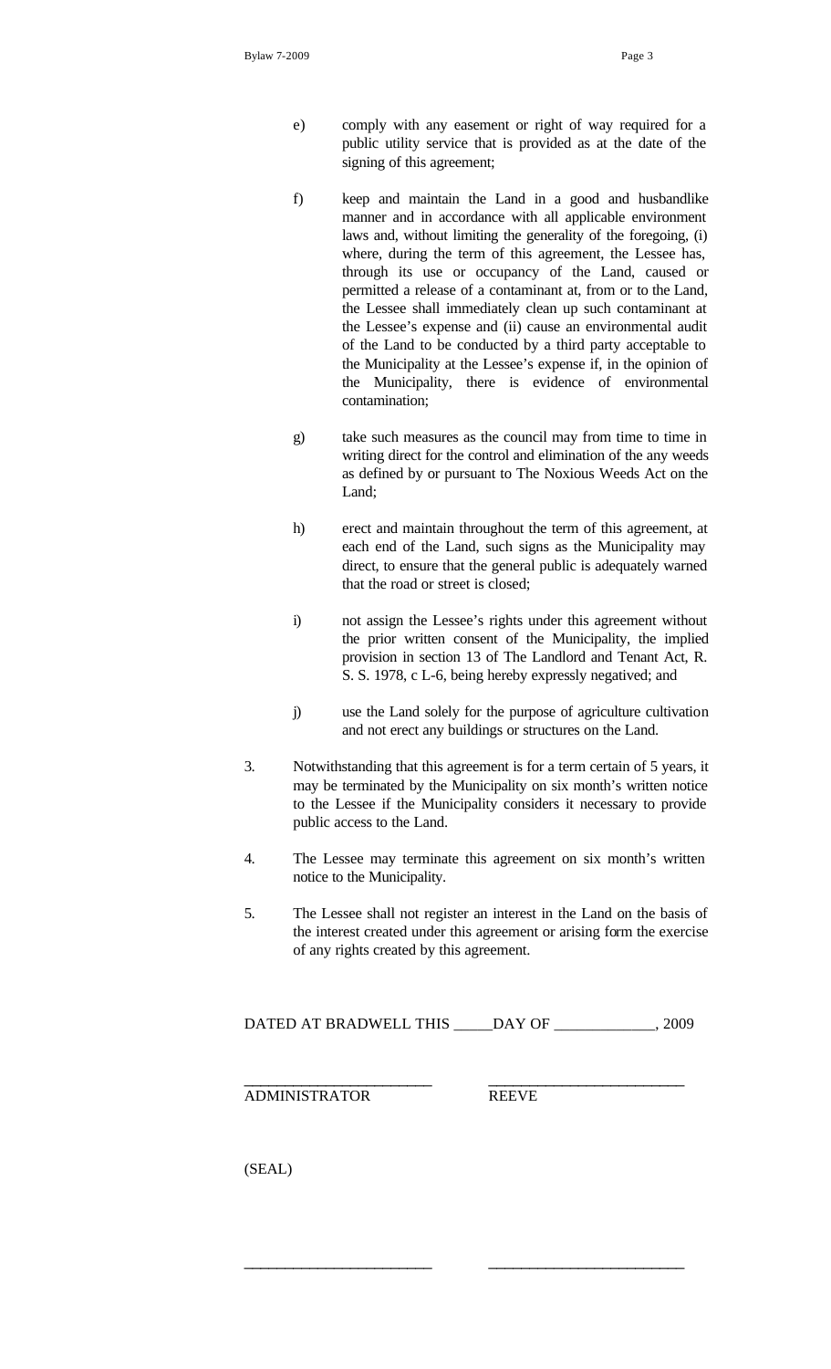e) comply with any easement or right of way required for a public utility service that is provided as at the date of the signing of this agreement;

f) keep and maintain the Land in a good and husbandlike manner and in accordance with all applicable environment laws and, without limiting the generality of the foregoing, (i) where, during the term of this agreement, the Lessee has, through its use or occupancy of the Land, caused or permitted a release of a contaminant at, from or to the Land, the Lessee shall immediately clean up such contaminant at the Lessee's expense and (ii) cause an environmental audit of the Land to be conducted by a third party acceptable to the Municipality at the Lessee's expense if, in the opinion of the Municipality, there is evidence of environmental contamination;

g) take such measures as the council may from time to time in writing direct for the control and elimination of the any weeds as defined by or pursuant to The Noxious Weeds Act on the Land;

h) erect and maintain throughout the term of this agreement, at each end of the Land, such signs as the Municipality may direct, to ensure that the general public is adequately warned that the road or street is closed;

i) not assign the Lessee's rights under this agreement without the prior written consent of the Municipality, the implied provision in section 13 of The Landlord and Tenant Act, R. S. S. 1978, c L-6, being hereby expressly negatived; and

j) use the Land solely for the purpose of agriculture cultivation and not erect any buildings or structures on the Land.

3. Notwithstanding that this agreement is for a term certain of 5 years, it may be terminated by the Municipality on six month's written notice to the Lessee if the Municipality considers it necessary to provide public access to the Land.

4. The Lessee may terminate this agreement on six month's written notice to the Municipality.

5. The Lessee shall not register an interest in the Land on the basis of the interest created under this agreement or arising form the exercise of any rights created by this agreement.

DATED AT BRADWELL THIS _____DAY OF _____________, 2009

________________________  ________________________

ADMINISTRATOR  REEVE

(SEAL)

________________________  ________________________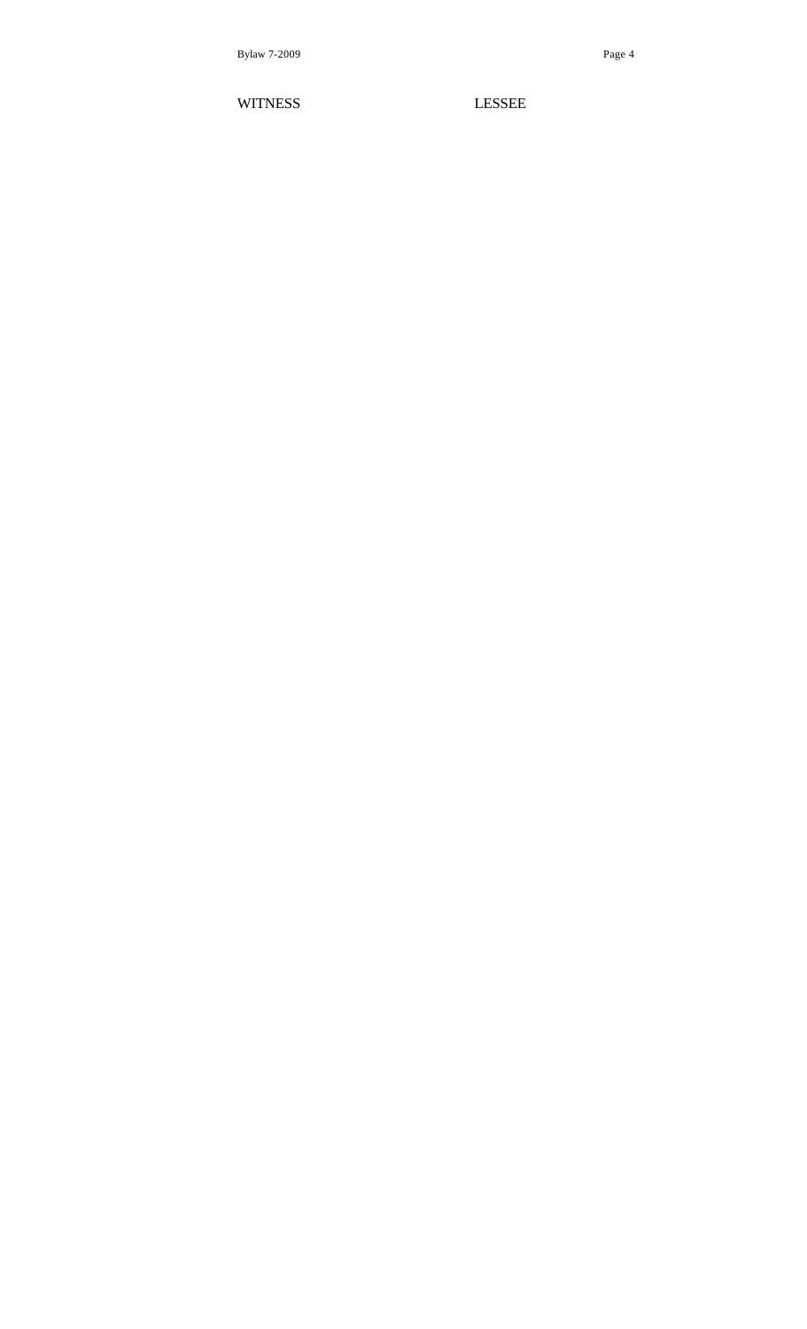WITNESS LESSEE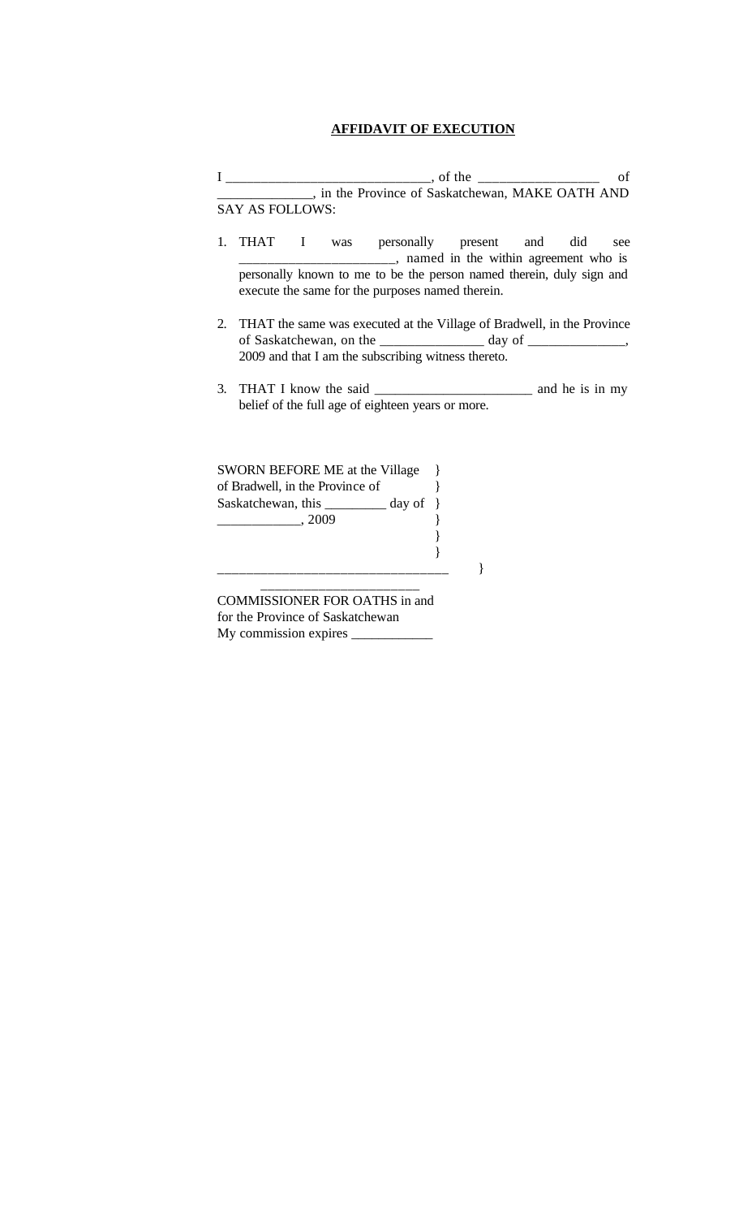# AFFIDAVIT OF EXECUTION

I ______________________________, of the __________________ of ______________, in the Province of Saskatchewan, MAKE OATH AND SAY AS FOLLOWS:

1. THAT I was personally present and did see _______________________, named in the within agreement who is personally known to me to be the person named therein, duly sign and execute the same for the purposes named therein.

2. THAT the same was executed at the Village of Bradwell, in the Province of Saskatchewan, on the ________________ day of ______________, 2009 and that I am the subscribing witness thereto.

3. THAT I know the said ________________________ and he is in my belief of the full age of eighteen years or more.

SWORN BEFORE ME at the Village }
of Bradwell, in the Province of }
Saskatchewan, this _________ day of }
____________, 2009 }
}
}
__________________________________ }
_______________________

COMMISSIONER FOR OATHS in and for the Province of Saskatchewan
My commission expires ____________